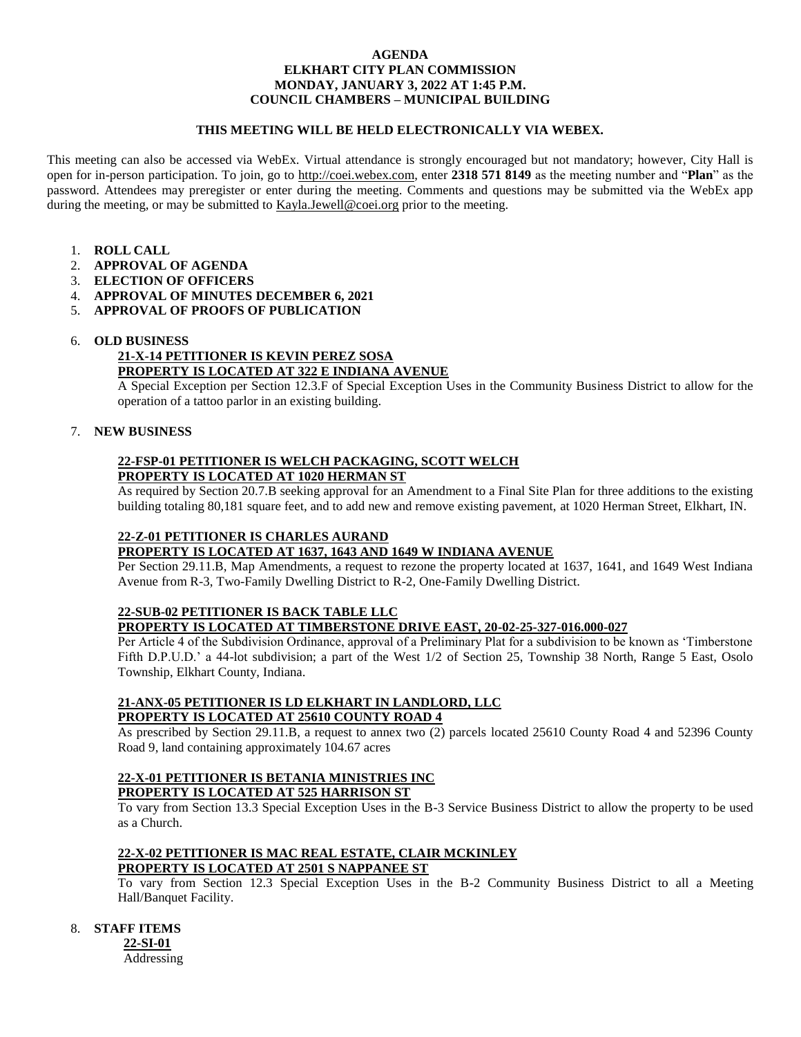**AGENDA**
**ELKHART CITY PLAN COMMISSION**
**MONDAY, JANUARY 3, 2022 AT 1:45 P.M.**
**COUNCIL CHAMBERS – MUNICIPAL BUILDING**

**THIS MEETING WILL BE HELD ELECTRONICALLY VIA WEBEX.**

This meeting can also be accessed via WebEx. Virtual attendance is strongly encouraged but not mandatory; however, City Hall is open for in-person participation. To join, go to http://coei.webex.com, enter **2318 571 8149** as the meeting number and "**Plan**" as the password. Attendees may preregister or enter during the meeting. Comments and questions may be submitted via the WebEx app during the meeting, or may be submitted to Kayla.Jewell@coei.org prior to the meeting.

1. **ROLL CALL**
2. **APPROVAL OF AGENDA**
3. **ELECTION OF OFFICERS**
4. **APPROVAL OF MINUTES DECEMBER 6, 2021**
5. **APPROVAL OF PROOFS OF PUBLICATION**

6. **OLD BUSINESS**

   **21-X-14 PETITIONER IS KEVIN PEREZ SOSA**
   **PROPERTY IS LOCATED AT 322 E INDIANA AVENUE**
   A Special Exception per Section 12.3.F of Special Exception Uses in the Community Business District to allow for the operation of a tattoo parlor in an existing building.

7. **NEW BUSINESS**

   **22-FSP-01 PETITIONER IS WELCH PACKAGING, SCOTT WELCH**
   **PROPERTY IS LOCATED AT 1020 HERMAN ST**
   As required by Section 20.7.B seeking approval for an Amendment to a Final Site Plan for three additions to the existing building totaling 80,181 square feet, and to add new and remove existing pavement, at 1020 Herman Street, Elkhart, IN.

   **22-Z-01 PETITIONER IS CHARLES AURAND**
   **PROPERTY IS LOCATED AT 1637, 1643 AND 1649 W INDIANA AVENUE**
   Per Section 29.11.B, Map Amendments, a request to rezone the property located at 1637, 1641, and 1649 West Indiana Avenue from R-3, Two-Family Dwelling District to R-2, One-Family Dwelling District.

   **22-SUB-02 PETITIONER IS BACK TABLE LLC**
   **PROPERTY IS LOCATED AT TIMBERSTONE DRIVE EAST, 20-02-25-327-016.000-027**
   Per Article 4 of the Subdivision Ordinance, approval of a Preliminary Plat for a subdivision to be known as 'Timberstone Fifth D.P.U.D.' a 44-lot subdivision; a part of the West 1/2 of Section 25, Township 38 North, Range 5 East, Osolo Township, Elkhart County, Indiana.

   **21-ANX-05 PETITIONER IS LD ELKHART IN LANDLORD, LLC**
   **PROPERTY IS LOCATED AT 25610 COUNTY ROAD 4**
   As prescribed by Section 29.11.B, a request to annex two (2) parcels located 25610 County Road 4 and 52396 County Road 9, land containing approximately 104.67 acres

   **22-X-01 PETITIONER IS BETANIA MINISTRIES INC**
   **PROPERTY IS LOCATED AT 525 HARRISON ST**
   To vary from Section 13.3 Special Exception Uses in the B-3 Service Business District to allow the property to be used as a Church.

   **22-X-02 PETITIONER IS MAC REAL ESTATE, CLAIR MCKINLEY**
   **PROPERTY IS LOCATED AT 2501 S NAPPANEE ST**
   To vary from Section 12.3 Special Exception Uses in the B-2 Community Business District to all a Meeting Hall/Banquet Facility.

8. **STAFF ITEMS**

   **22-SI-01**
   Addressing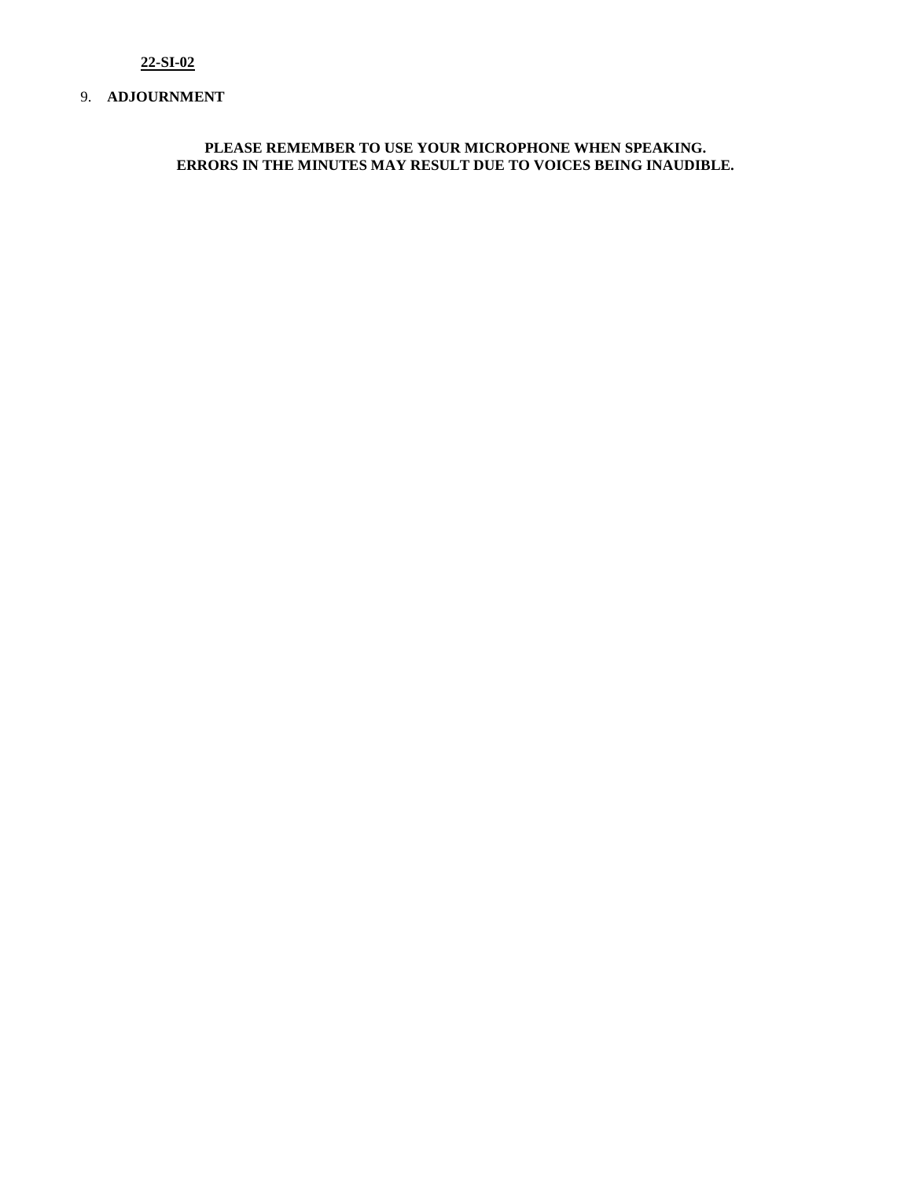**22-SI-02**

9. **ADJOURNMENT**

**PLEASE REMEMBER TO USE YOUR MICROPHONE WHEN SPEAKING.**
**ERRORS IN THE MINUTES MAY RESULT DUE TO VOICES BEING INAUDIBLE.**